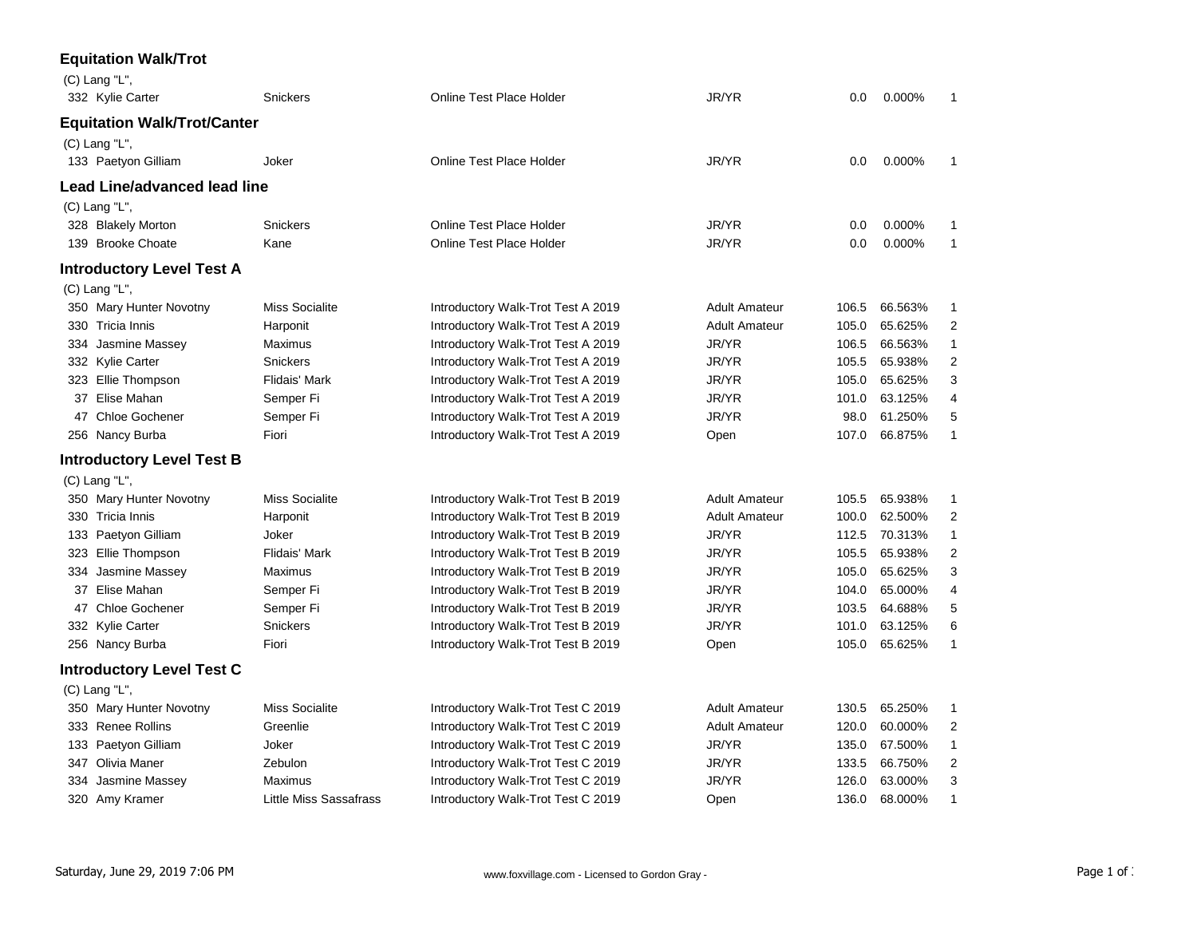## Equitation Walk/Trot

(C) Lang "L",

| | | | | | | | |
|---|---|---|---|---|---|---|---|
| 332 | Kylie Carter | Snickers | Online Test Place Holder | JR/YR | 0.0 | 0.000% | 1 |

## Equitation Walk/Trot/Canter

(C) Lang "L",

| | | | | | | | |
|---|---|---|---|---|---|---|---|
| 133 | Paetyon Gilliam | Joker | Online Test Place Holder | JR/YR | 0.0 | 0.000% | 1 |

## Lead Line/advanced lead line

(C) Lang "L",

| | | | | | | | |
|---|---|---|---|---|---|---|---|
| 328 | Blakely Morton | Snickers | Online Test Place Holder | JR/YR | 0.0 | 0.000% | 1 |
| 139 | Brooke Choate | Kane | Online Test Place Holder | JR/YR | 0.0 | 0.000% | 1 |

## Introductory Level Test A

(C) Lang "L",

| | | | | | | | |
|---|---|---|---|---|---|---|---|
| 350 | Mary Hunter Novotny | Miss Socialite | Introductory Walk-Trot Test A 2019 | Adult Amateur | 106.5 | 66.563% | 1 |
| 330 | Tricia Innis | Harponit | Introductory Walk-Trot Test A 2019 | Adult Amateur | 105.0 | 65.625% | 2 |
| 334 | Jasmine Massey | Maximus | Introductory Walk-Trot Test A 2019 | JR/YR | 106.5 | 66.563% | 1 |
| 332 | Kylie Carter | Snickers | Introductory Walk-Trot Test A 2019 | JR/YR | 105.5 | 65.938% | 2 |
| 323 | Ellie Thompson | Flidais' Mark | Introductory Walk-Trot Test A 2019 | JR/YR | 105.0 | 65.625% | 3 |
| 37 | Elise Mahan | Semper Fi | Introductory Walk-Trot Test A 2019 | JR/YR | 101.0 | 63.125% | 4 |
| 47 | Chloe Gochener | Semper Fi | Introductory Walk-Trot Test A 2019 | JR/YR | 98.0 | 61.250% | 5 |
| 256 | Nancy Burba | Fiori | Introductory Walk-Trot Test A 2019 | Open | 107.0 | 66.875% | 1 |

## Introductory Level Test B

(C) Lang "L",

| | | | | | | | |
|---|---|---|---|---|---|---|---|
| 350 | Mary Hunter Novotny | Miss Socialite | Introductory Walk-Trot Test B 2019 | Adult Amateur | 105.5 | 65.938% | 1 |
| 330 | Tricia Innis | Harponit | Introductory Walk-Trot Test B 2019 | Adult Amateur | 100.0 | 62.500% | 2 |
| 133 | Paetyon Gilliam | Joker | Introductory Walk-Trot Test B 2019 | JR/YR | 112.5 | 70.313% | 1 |
| 323 | Ellie Thompson | Flidais' Mark | Introductory Walk-Trot Test B 2019 | JR/YR | 105.5 | 65.938% | 2 |
| 334 | Jasmine Massey | Maximus | Introductory Walk-Trot Test B 2019 | JR/YR | 105.0 | 65.625% | 3 |
| 37 | Elise Mahan | Semper Fi | Introductory Walk-Trot Test B 2019 | JR/YR | 104.0 | 65.000% | 4 |
| 47 | Chloe Gochener | Semper Fi | Introductory Walk-Trot Test B 2019 | JR/YR | 103.5 | 64.688% | 5 |
| 332 | Kylie Carter | Snickers | Introductory Walk-Trot Test B 2019 | JR/YR | 101.0 | 63.125% | 6 |
| 256 | Nancy Burba | Fiori | Introductory Walk-Trot Test B 2019 | Open | 105.0 | 65.625% | 1 |

## Introductory Level Test C

(C) Lang "L",

| | | | | | | | |
|---|---|---|---|---|---|---|---|
| 350 | Mary Hunter Novotny | Miss Socialite | Introductory Walk-Trot Test C 2019 | Adult Amateur | 130.5 | 65.250% | 1 |
| 333 | Renee Rollins | Greenlie | Introductory Walk-Trot Test C 2019 | Adult Amateur | 120.0 | 60.000% | 2 |
| 133 | Paetyon Gilliam | Joker | Introductory Walk-Trot Test C 2019 | JR/YR | 135.0 | 67.500% | 1 |
| 347 | Olivia Maner | Zebulon | Introductory Walk-Trot Test C 2019 | JR/YR | 133.5 | 66.750% | 2 |
| 334 | Jasmine Massey | Maximus | Introductory Walk-Trot Test C 2019 | JR/YR | 126.0 | 63.000% | 3 |
| 320 | Amy Kramer | Little Miss Sassafrass | Introductory Walk-Trot Test C 2019 | Open | 136.0 | 68.000% | 1 |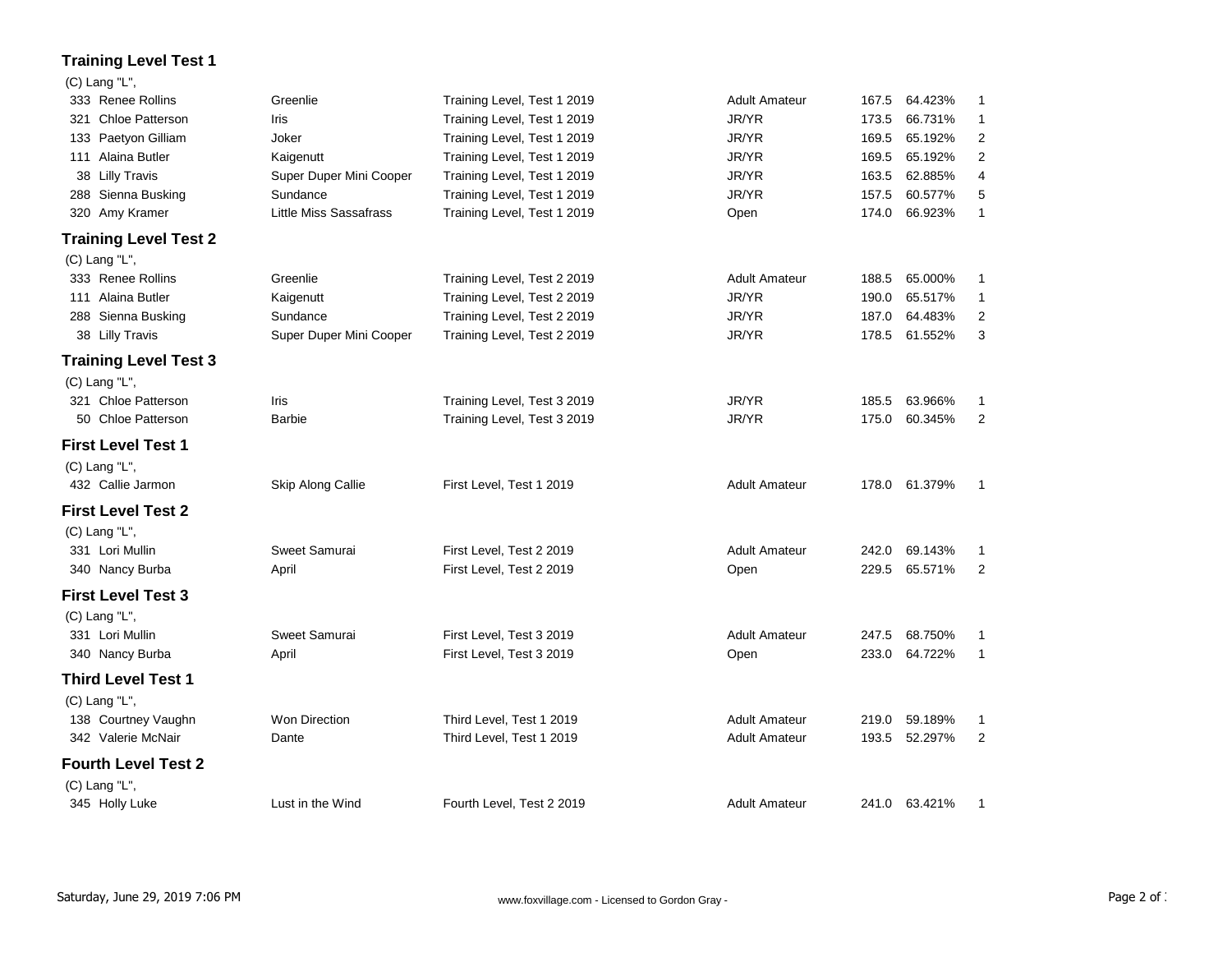### Training Level Test 1

(C) Lang "L",

| No. | Rider | Horse | Test | Division | Score | Percent | Place |
|---|---|---|---|---|---|---|---|
| 333 | Renee Rollins | Greenlie | Training Level, Test 1 2019 | Adult Amateur | 167.5 | 64.423% | 1 |
| 321 | Chloe Patterson | Iris | Training Level, Test 1 2019 | JR/YR | 173.5 | 66.731% | 1 |
| 133 | Paetyon Gilliam | Joker | Training Level, Test 1 2019 | JR/YR | 169.5 | 65.192% | 2 |
| 111 | Alaina Butler | Kaigenutt | Training Level, Test 1 2019 | JR/YR | 169.5 | 65.192% | 2 |
| 38 | Lilly Travis | Super Duper Mini Cooper | Training Level, Test 1 2019 | JR/YR | 163.5 | 62.885% | 4 |
| 288 | Sienna Busking | Sundance | Training Level, Test 1 2019 | JR/YR | 157.5 | 60.577% | 5 |
| 320 | Amy Kramer | Little Miss Sassafrass | Training Level, Test 1 2019 | Open | 174.0 | 66.923% | 1 |

### Training Level Test 2

(C) Lang "L",

| No. | Rider | Horse | Test | Division | Score | Percent | Place |
|---|---|---|---|---|---|---|---|
| 333 | Renee Rollins | Greenlie | Training Level, Test 2 2019 | Adult Amateur | 188.5 | 65.000% | 1 |
| 111 | Alaina Butler | Kaigenutt | Training Level, Test 2 2019 | JR/YR | 190.0 | 65.517% | 1 |
| 288 | Sienna Busking | Sundance | Training Level, Test 2 2019 | JR/YR | 187.0 | 64.483% | 2 |
| 38 | Lilly Travis | Super Duper Mini Cooper | Training Level, Test 2 2019 | JR/YR | 178.5 | 61.552% | 3 |

### Training Level Test 3

(C) Lang "L",

| No. | Rider | Horse | Test | Division | Score | Percent | Place |
|---|---|---|---|---|---|---|---|
| 321 | Chloe Patterson | Iris | Training Level, Test 3 2019 | JR/YR | 185.5 | 63.966% | 1 |
| 50 | Chloe Patterson | Barbie | Training Level, Test 3 2019 | JR/YR | 175.0 | 60.345% | 2 |

### First Level Test 1

(C) Lang "L",

| No. | Rider | Horse | Test | Division | Score | Percent | Place |
|---|---|---|---|---|---|---|---|
| 432 | Callie Jarmon | Skip Along Callie | First Level, Test 1 2019 | Adult Amateur | 178.0 | 61.379% | 1 |

### First Level Test 2

(C) Lang "L",

| No. | Rider | Horse | Test | Division | Score | Percent | Place |
|---|---|---|---|---|---|---|---|
| 331 | Lori Mullin | Sweet Samurai | First Level, Test 2 2019 | Adult Amateur | 242.0 | 69.143% | 1 |
| 340 | Nancy Burba | April | First Level, Test 2 2019 | Open | 229.5 | 65.571% | 2 |

### First Level Test 3

(C) Lang "L",

| No. | Rider | Horse | Test | Division | Score | Percent | Place |
|---|---|---|---|---|---|---|---|
| 331 | Lori Mullin | Sweet Samurai | First Level, Test 3 2019 | Adult Amateur | 247.5 | 68.750% | 1 |
| 340 | Nancy Burba | April | First Level, Test 3 2019 | Open | 233.0 | 64.722% | 1 |

### Third Level Test 1

(C) Lang "L",

| No. | Rider | Horse | Test | Division | Score | Percent | Place |
|---|---|---|---|---|---|---|---|
| 138 | Courtney Vaughn | Won Direction | Third Level, Test 1 2019 | Adult Amateur | 219.0 | 59.189% | 1 |
| 342 | Valerie McNair | Dante | Third Level, Test 1 2019 | Adult Amateur | 193.5 | 52.297% | 2 |

### Fourth Level Test 2

(C) Lang "L",

| No. | Rider | Horse | Test | Division | Score | Percent | Place |
|---|---|---|---|---|---|---|---|
| 345 | Holly Luke | Lust in the Wind | Fourth Level, Test 2 2019 | Adult Amateur | 241.0 | 63.421% | 1 |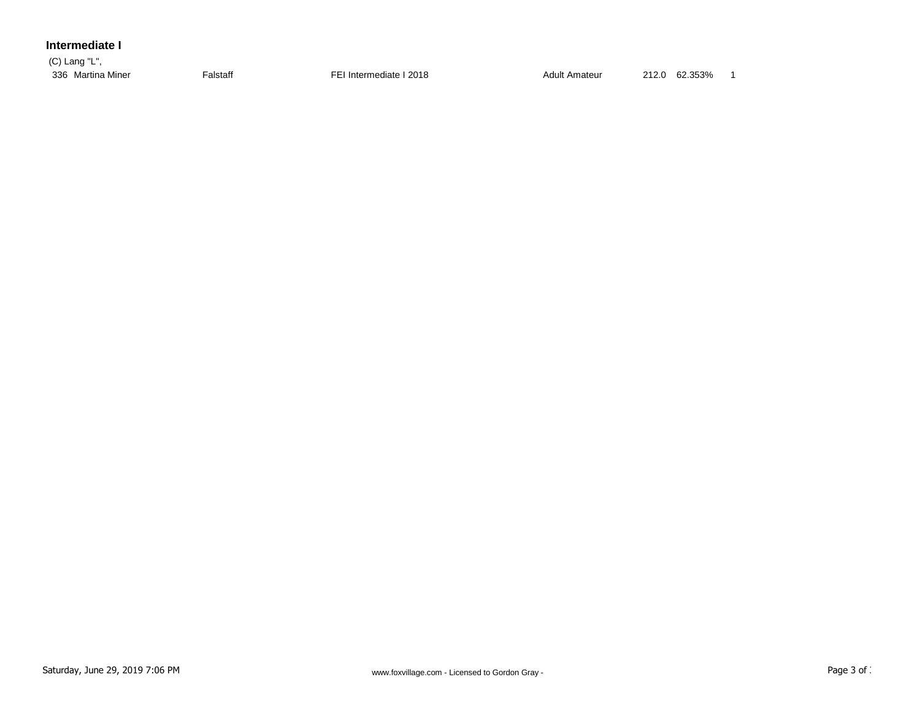**Intermediate I**

(C) Lang "L",

| | | | | | | | |
|---|---|---|---|---|---|---|---|
| 336 | Martina Miner | Falstaff | FEI Intermediate I 2018 | Adult Amateur | 212.0 | 62.353% | 1 |

Saturday, June 29, 2019 7:06 PM

www.foxvillage.com - Licensed to Gordon Gray -